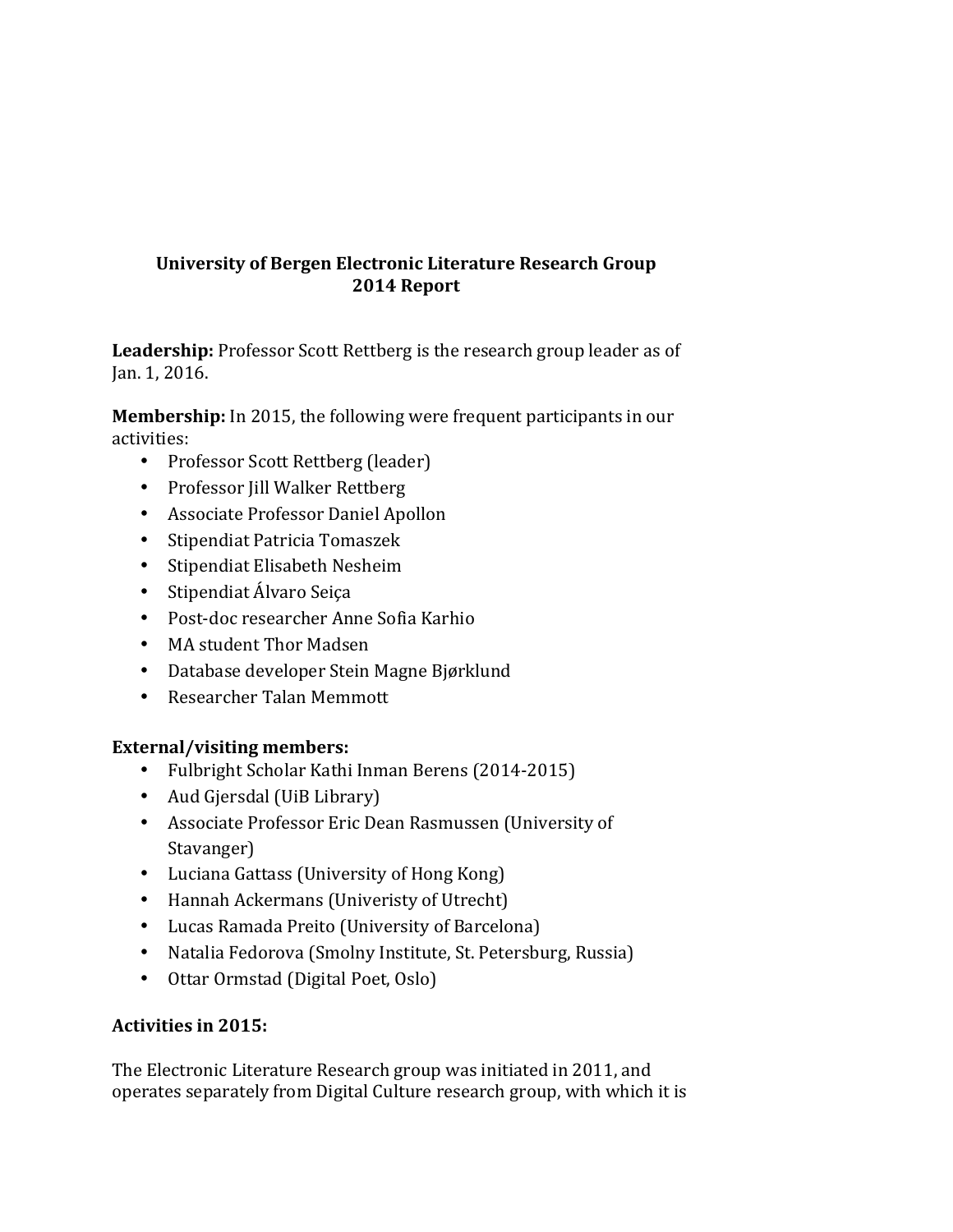**University of Bergen Electronic Literature Research Group**
**2014 Report**

**Leadership:** Professor Scott Rettberg is the research group leader as of Jan. 1, 2016.

**Membership:** In 2015, the following were frequent participants in our activities:

- Professor Scott Rettberg (leader)
- Professor Jill Walker Rettberg
- Associate Professor Daniel Apollon
- Stipendiat Patricia Tomaszek
- Stipendiat Elisabeth Nesheim
- Stipendiat Álvaro Seiça
- Post-doc researcher Anne Sofia Karhio
- MA student Thor Madsen
- Database developer Stein Magne Bjørklund
- Researcher Talan Memmott

**External/visiting members:**

- Fulbright Scholar Kathi Inman Berens (2014-2015)
- Aud Gjersdal (UiB Library)
- Associate Professor Eric Dean Rasmussen (University of Stavanger)
- Luciana Gattass (University of Hong Kong)
- Hannah Ackermans (Univeristy of Utrecht)
- Lucas Ramada Preito (University of Barcelona)
- Natalia Fedorova (Smolny Institute, St. Petersburg, Russia)
- Ottar Ormstad (Digital Poet, Oslo)

**Activities in 2015:**

The Electronic Literature Research group was initiated in 2011, and operates separately from Digital Culture research group, with which it is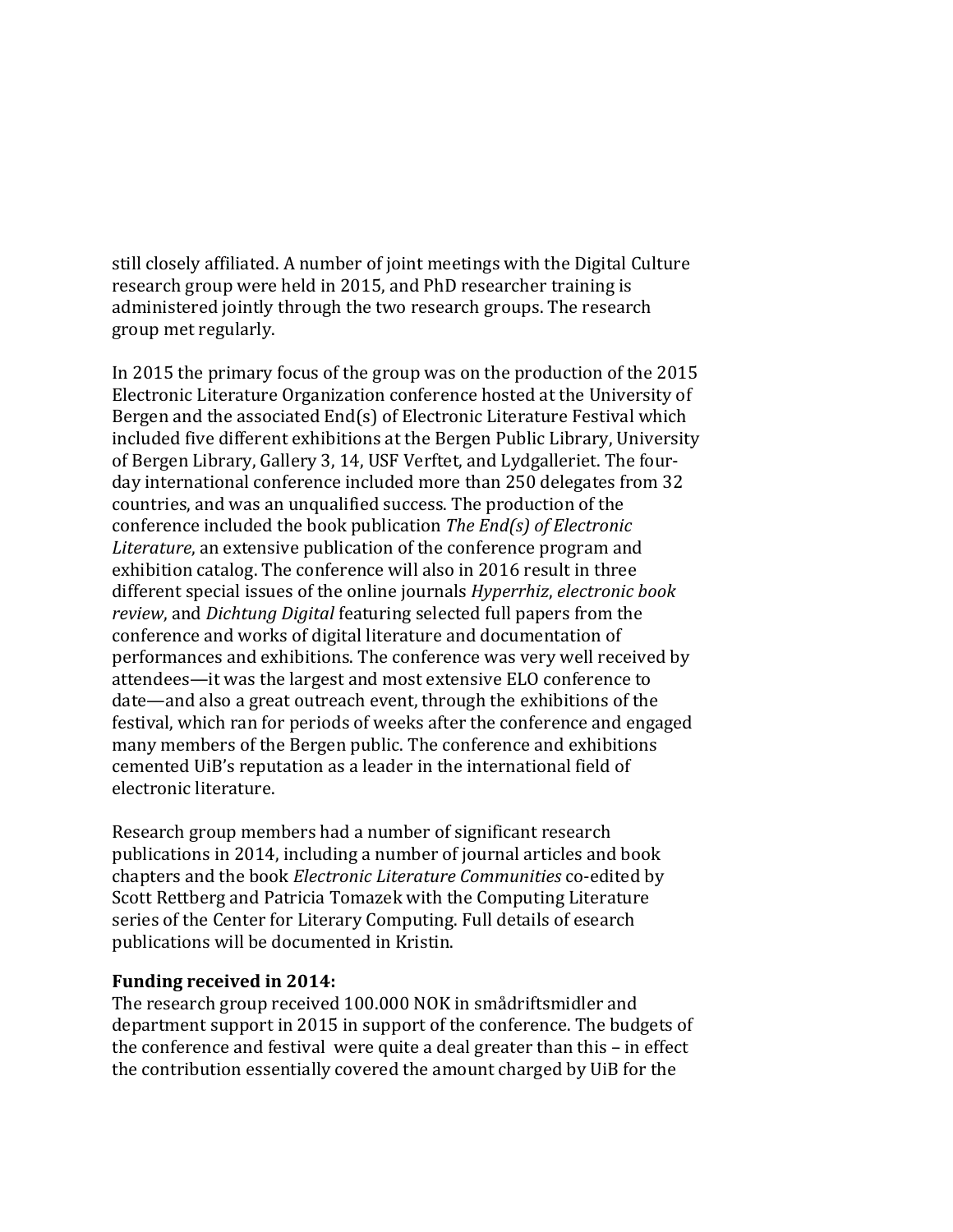still closely affiliated. A number of joint meetings with the Digital Culture research group were held in 2015, and PhD researcher training is administered jointly through the two research groups. The research group met regularly.

In 2015 the primary focus of the group was on the production of the 2015 Electronic Literature Organization conference hosted at the University of Bergen and the associated End(s) of Electronic Literature Festival which included five different exhibitions at the Bergen Public Library, University of Bergen Library, Gallery 3, 14, USF Verftet, and Lydgalleriet. The four-day international conference included more than 250 delegates from 32 countries, and was an unqualified success. The production of the conference included the book publication *The End(s) of Electronic Literature*, an extensive publication of the conference program and exhibition catalog. The conference will also in 2016 result in three different special issues of the online journals *Hyperrhiz*, *electronic book review*, and *Dichtung Digital* featuring selected full papers from the conference and works of digital literature and documentation of performances and exhibitions. The conference was very well received by attendees—it was the largest and most extensive ELO conference to date—and also a great outreach event, through the exhibitions of the festival, which ran for periods of weeks after the conference and engaged many members of the Bergen public. The conference and exhibitions cemented UiB's reputation as a leader in the international field of electronic literature.

Research group members had a number of significant research publications in 2014, including a number of journal articles and book chapters and the book *Electronic Literature Communities* co-edited by Scott Rettberg and Patricia Tomazek with the Computing Literature series of the Center for Literary Computing. Full details of esearch publications will be documented in Kristin.

**Funding received in 2014:**

The research group received 100.000 NOK in smådriftsmidler and department support in 2015 in support of the conference. The budgets of the conference and festival were quite a deal greater than this – in effect the contribution essentially covered the amount charged by UiB for the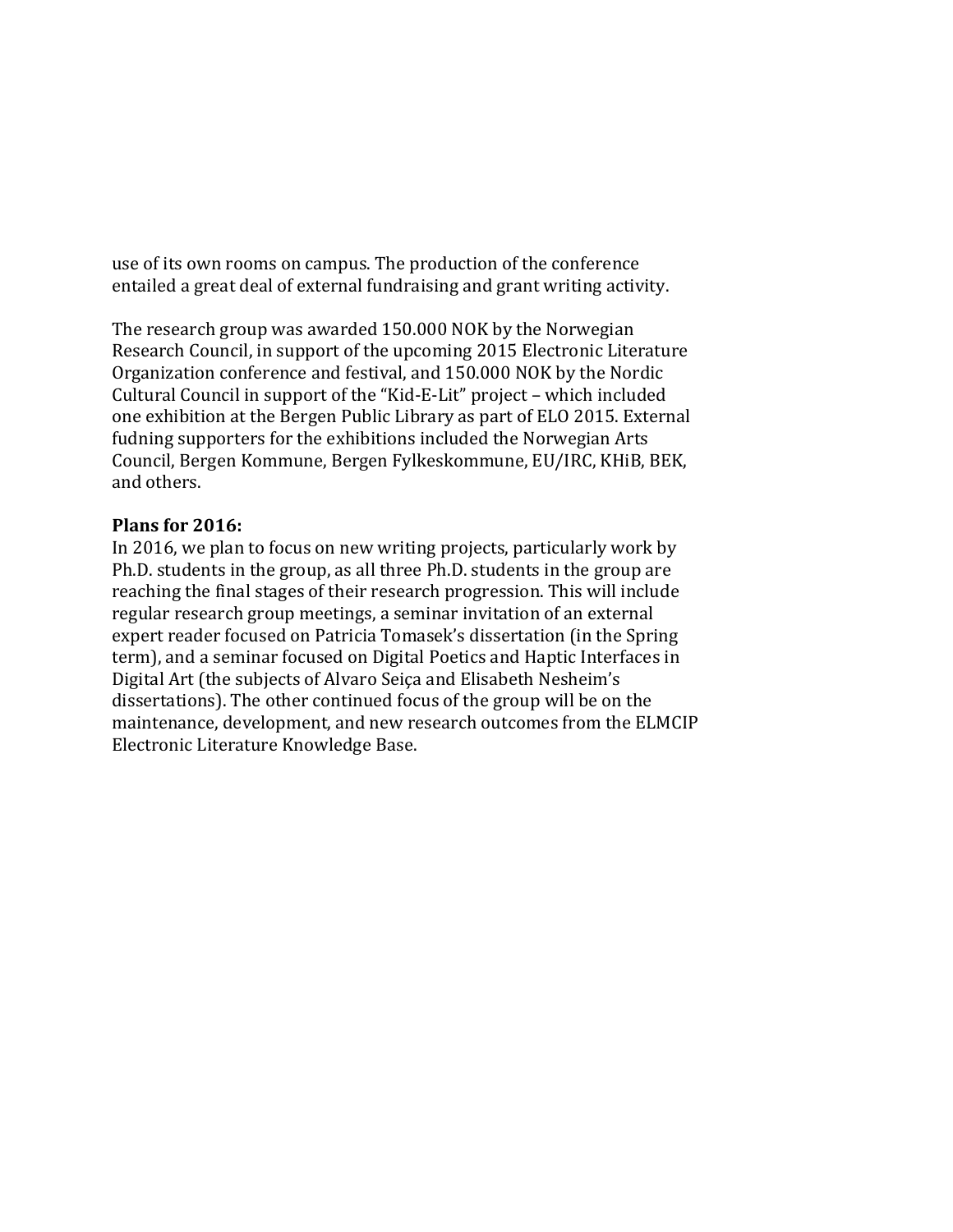use of its own rooms on campus. The production of the conference entailed a great deal of external fundraising and grant writing activity.

The research group was awarded 150.000 NOK by the Norwegian Research Council, in support of the upcoming 2015 Electronic Literature Organization conference and festival, and 150.000 NOK by the Nordic Cultural Council in support of the "Kid-E-Lit" project – which included one exhibition at the Bergen Public Library as part of ELO 2015. External fudning supporters for the exhibitions included the Norwegian Arts Council, Bergen Kommune, Bergen Fylkeskommune, EU/IRC, KHiB, BEK, and others.

**Plans for 2016:**

In 2016, we plan to focus on new writing projects, particularly work by Ph.D. students in the group, as all three Ph.D. students in the group are reaching the final stages of their research progression. This will include regular research group meetings, a seminar invitation of an external expert reader focused on Patricia Tomasek's dissertation (in the Spring term), and a seminar focused on Digital Poetics and Haptic Interfaces in Digital Art (the subjects of Alvaro Seiça and Elisabeth Nesheim's dissertations). The other continued focus of the group will be on the maintenance, development, and new research outcomes from the ELMCIP Electronic Literature Knowledge Base.